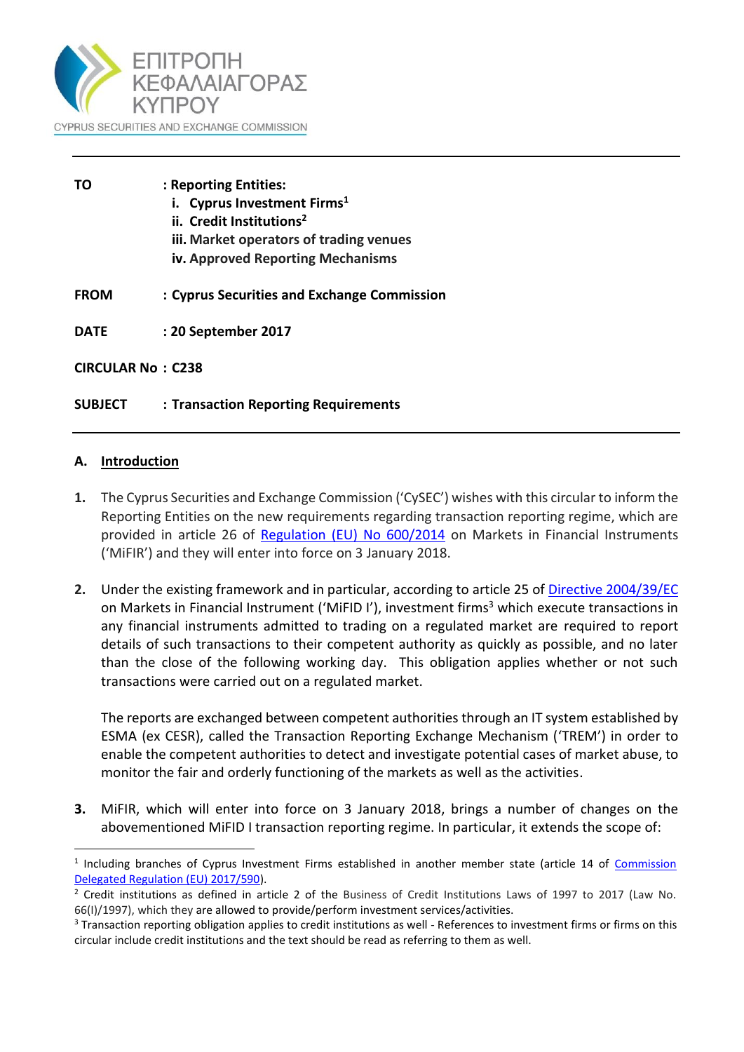ΕΠΙΤΡΟΠΗ ΚΕΦΑΛΑΙΑΓΟΡΑΣ ΚΥΠΡΟΥ

CYPRUS SECURITIES AND EXCHANGE COMMISSION

---

**TO** : **Reporting Entities:**
- **i. Cyprus Investment Firms**[1]
- **ii. Credit Institutions**[2]
- **iii. Market operators of trading venues**
- **iv. Approved Reporting Mechanisms**

**FROM** : **Cyprus Securities and Exchange Commission**

**DATE** : **20 September 2017**

**CIRCULAR No** : **C238**

**SUBJECT** : **Transaction Reporting Requirements**

---

## A. Introduction

**1.** The Cyprus Securities and Exchange Commission ('CySEC') wishes with this circular to inform the Reporting Entities on the new requirements regarding transaction reporting regime, which are provided in article 26 of Regulation (EU) No 600/2014 on Markets in Financial Instruments ('MiFIR') and they will enter into force on 3 January 2018.

**2.** Under the existing framework and in particular, according to article 25 of Directive 2004/39/EC on Markets in Financial Instrument ('MiFID I'), investment firms[3] which execute transactions in any financial instruments admitted to trading on a regulated market are required to report details of such transactions to their competent authority as quickly as possible, and no later than the close of the following working day. This obligation applies whether or not such transactions were carried out on a regulated market.

The reports are exchanged between competent authorities through an IT system established by ESMA (ex CESR), called the Transaction Reporting Exchange Mechanism ('TREM') in order to enable the competent authorities to detect and investigate potential cases of market abuse, to monitor the fair and orderly functioning of the markets as well as the activities.

**3.** MiFIR, which will enter into force on 3 January 2018, brings a number of changes on the abovementioned MiFID I transaction reporting regime. In particular, it extends the scope of:

---

[1] Including branches of Cyprus Investment Firms established in another member state (article 14 of Commission Delegated Regulation (EU) 2017/590).

[2] Credit institutions as defined in article 2 of the Business of Credit Institutions Laws of 1997 to 2017 (Law No. 66(I)/1997), which they are allowed to provide/perform investment services/activities.

[3] Transaction reporting obligation applies to credit institutions as well - References to investment firms or firms on this circular include credit institutions and the text should be read as referring to them as well.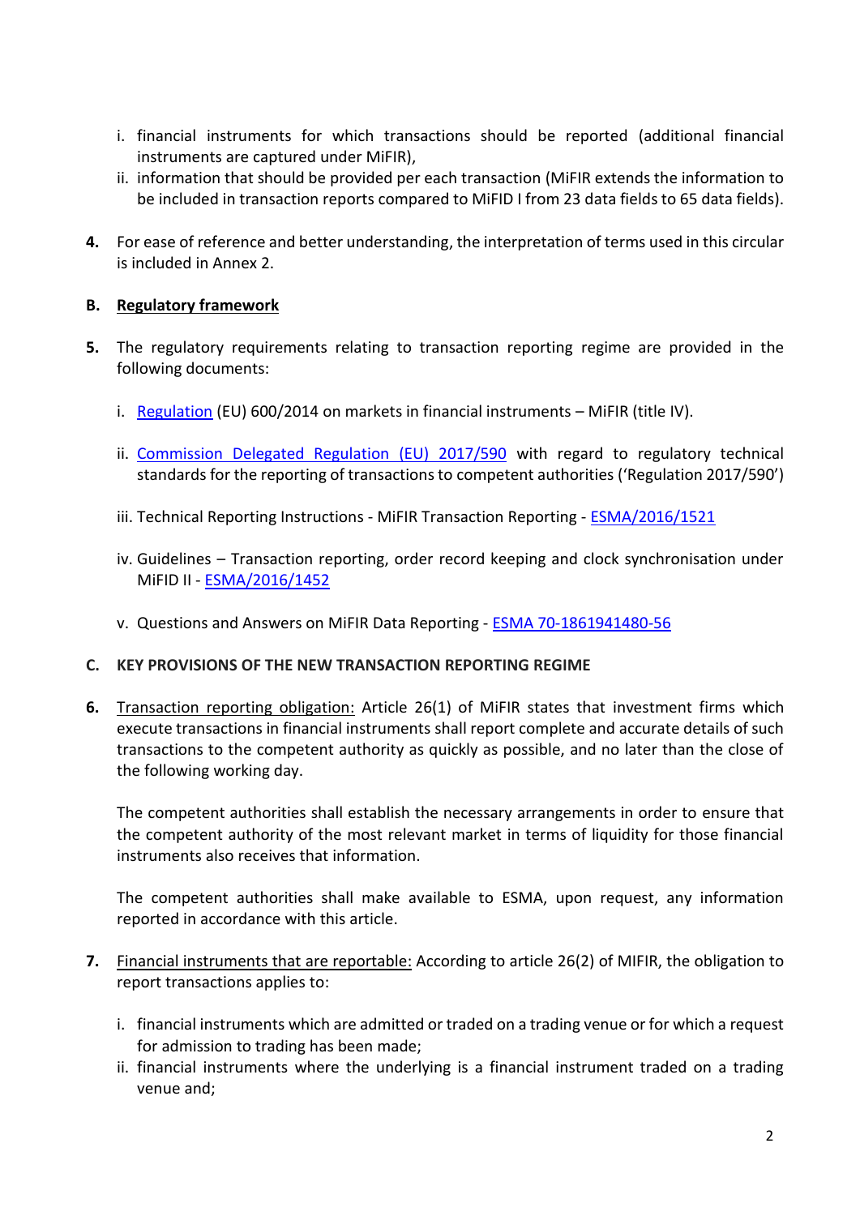i. financial instruments for which transactions should be reported (additional financial instruments are captured under MiFIR),
ii. information that should be provided per each transaction (MiFIR extends the information to be included in transaction reports compared to MiFID I from 23 data fields to 65 data fields).

**4.** For ease of reference and better understanding, the interpretation of terms used in this circular is included in Annex 2.

## B. Regulatory framework

**5.** The regulatory requirements relating to transaction reporting regime are provided in the following documents:

i. Regulation (EU) 600/2014 on markets in financial instruments – MiFIR (title IV).

ii. Commission Delegated Regulation (EU) 2017/590 with regard to regulatory technical standards for the reporting of transactions to competent authorities ('Regulation 2017/590')

iii. Technical Reporting Instructions - MiFIR Transaction Reporting - ESMA/2016/1521

iv. Guidelines – Transaction reporting, order record keeping and clock synchronisation under MiFID II - ESMA/2016/1452

v. Questions and Answers on MiFIR Data Reporting - ESMA 70-1861941480-56

## C. KEY PROVISIONS OF THE NEW TRANSACTION REPORTING REGIME

**6.** Transaction reporting obligation: Article 26(1) of MiFIR states that investment firms which execute transactions in financial instruments shall report complete and accurate details of such transactions to the competent authority as quickly as possible, and no later than the close of the following working day.

The competent authorities shall establish the necessary arrangements in order to ensure that the competent authority of the most relevant market in terms of liquidity for those financial instruments also receives that information.

The competent authorities shall make available to ESMA, upon request, any information reported in accordance with this article.

**7.** Financial instruments that are reportable: According to article 26(2) of MIFIR, the obligation to report transactions applies to:

i. financial instruments which are admitted or traded on a trading venue or for which a request for admission to trading has been made;
ii. financial instruments where the underlying is a financial instrument traded on a trading venue and;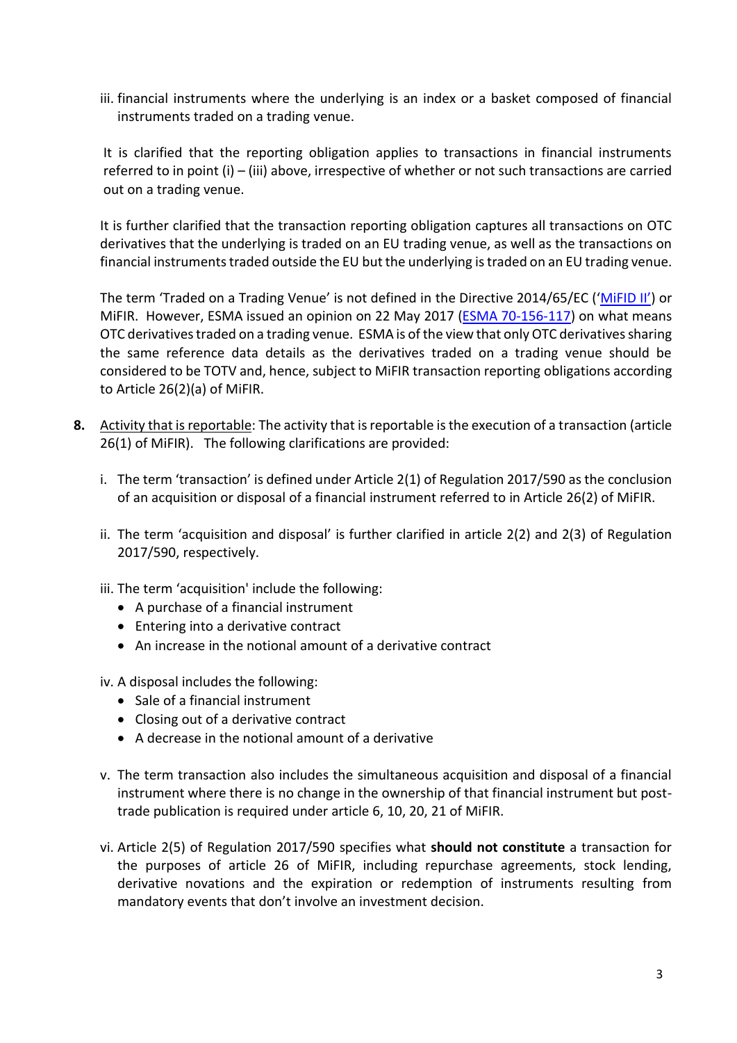iii. financial instruments where the underlying is an index or a basket composed of financial instruments traded on a trading venue.

It is clarified that the reporting obligation applies to transactions in financial instruments referred to in point (i) – (iii) above, irrespective of whether or not such transactions are carried out on a trading venue.

It is further clarified that the transaction reporting obligation captures all transactions on OTC derivatives that the underlying is traded on an EU trading venue, as well as the transactions on financial instruments traded outside the EU but the underlying is traded on an EU trading venue.

The term 'Traded on a Trading Venue' is not defined in the Directive 2014/65/EC ('MiFID II') or MiFIR. However, ESMA issued an opinion on 22 May 2017 (ESMA 70-156-117) on what means OTC derivatives traded on a trading venue. ESMA is of the view that only OTC derivatives sharing the same reference data details as the derivatives traded on a trading venue should be considered to be TOTV and, hence, subject to MiFIR transaction reporting obligations according to Article 26(2)(a) of MiFIR.

**8.** Activity that is reportable: The activity that is reportable is the execution of a transaction (article 26(1) of MiFIR). The following clarifications are provided:

i. The term 'transaction' is defined under Article 2(1) of Regulation 2017/590 as the conclusion of an acquisition or disposal of a financial instrument referred to in Article 26(2) of MiFIR.

ii. The term 'acquisition and disposal' is further clarified in article 2(2) and 2(3) of Regulation 2017/590, respectively.

iii. The term 'acquisition' include the following:
   - A purchase of a financial instrument
   - Entering into a derivative contract
   - An increase in the notional amount of a derivative contract

iv. A disposal includes the following:
   - Sale of a financial instrument
   - Closing out of a derivative contract
   - A decrease in the notional amount of a derivative

v. The term transaction also includes the simultaneous acquisition and disposal of a financial instrument where there is no change in the ownership of that financial instrument but post-trade publication is required under article 6, 10, 20, 21 of MiFIR.

vi. Article 2(5) of Regulation 2017/590 specifies what **should not constitute** a transaction for the purposes of article 26 of MiFIR, including repurchase agreements, stock lending, derivative novations and the expiration or redemption of instruments resulting from mandatory events that don't involve an investment decision.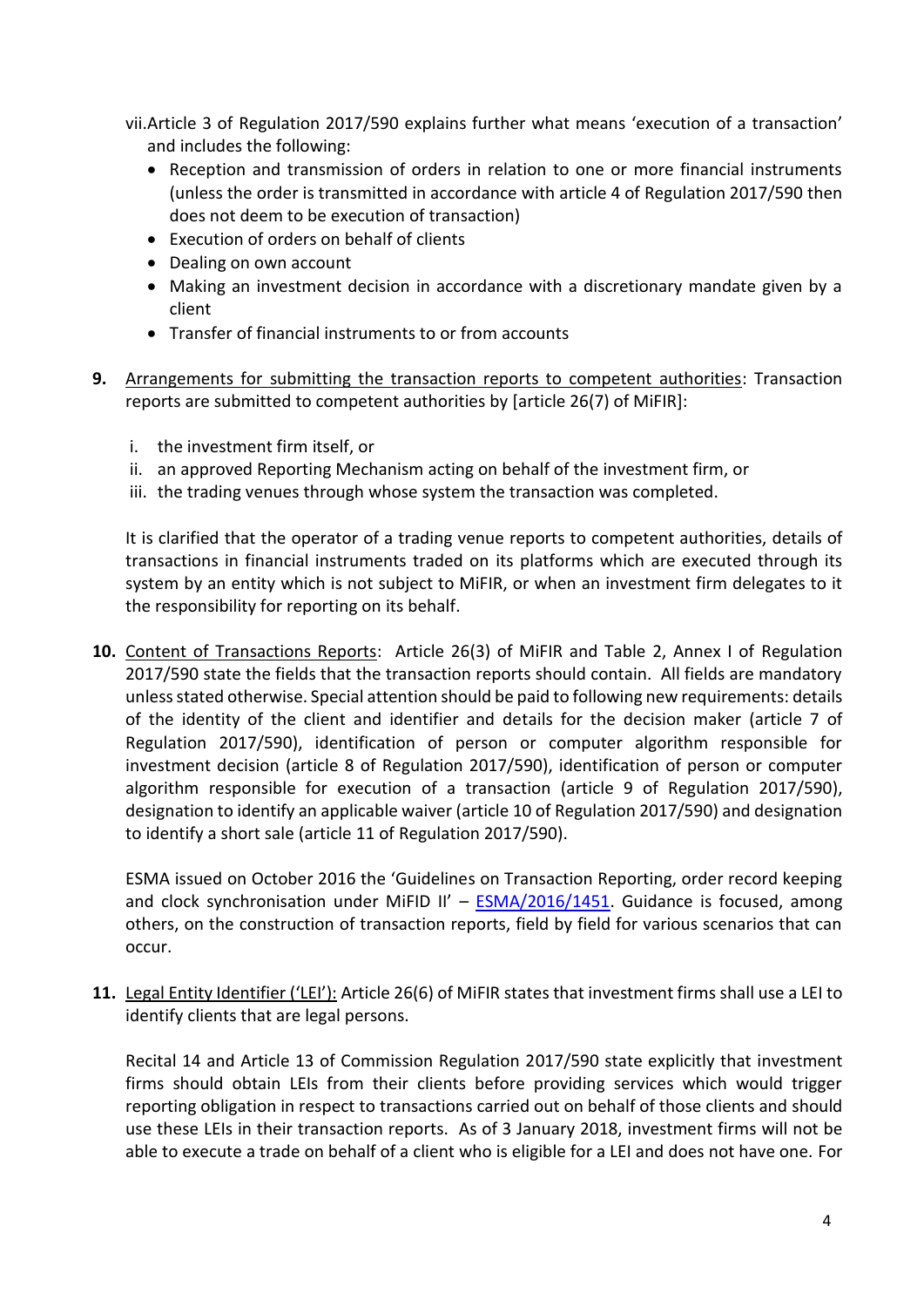vii. Article 3 of Regulation 2017/590 explains further what means 'execution of a transaction' and includes the following:

- Reception and transmission of orders in relation to one or more financial instruments (unless the order is transmitted in accordance with article 4 of Regulation 2017/590 then does not deem to be execution of transaction)
- Execution of orders on behalf of clients
- Dealing on own account
- Making an investment decision in accordance with a discretionary mandate given by a client
- Transfer of financial instruments to or from accounts

**9.** <u>Arrangements for submitting the transaction reports to competent authorities</u>: Transaction reports are submitted to competent authorities by [article 26(7) of MiFIR]:

i. the investment firm itself, or
ii. an approved Reporting Mechanism acting on behalf of the investment firm, or
iii. the trading venues through whose system the transaction was completed.

It is clarified that the operator of a trading venue reports to competent authorities, details of transactions in financial instruments traded on its platforms which are executed through its system by an entity which is not subject to MiFIR, or when an investment firm delegates to it the responsibility for reporting on its behalf.

**10.** <u>Content of Transactions Reports</u>: Article 26(3) of MiFIR and Table 2, Annex I of Regulation 2017/590 state the fields that the transaction reports should contain. All fields are mandatory unless stated otherwise. Special attention should be paid to following new requirements: details of the identity of the client and identifier and details for the decision maker (article 7 of Regulation 2017/590), identification of person or computer algorithm responsible for investment decision (article 8 of Regulation 2017/590), identification of person or computer algorithm responsible for execution of a transaction (article 9 of Regulation 2017/590), designation to identify an applicable waiver (article 10 of Regulation 2017/590) and designation to identify a short sale (article 11 of Regulation 2017/590).

ESMA issued on October 2016 the 'Guidelines on Transaction Reporting, order record keeping and clock synchronisation under MiFID II' – ESMA/2016/1451. Guidance is focused, among others, on the construction of transaction reports, field by field for various scenarios that can occur.

**11.** <u>Legal Entity Identifier ('LEI'):</u> Article 26(6) of MiFIR states that investment firms shall use a LEI to identify clients that are legal persons.

Recital 14 and Article 13 of Commission Regulation 2017/590 state explicitly that investment firms should obtain LEIs from their clients before providing services which would trigger reporting obligation in respect to transactions carried out on behalf of those clients and should use these LEIs in their transaction reports. As of 3 January 2018, investment firms will not be able to execute a trade on behalf of a client who is eligible for a LEI and does not have one. For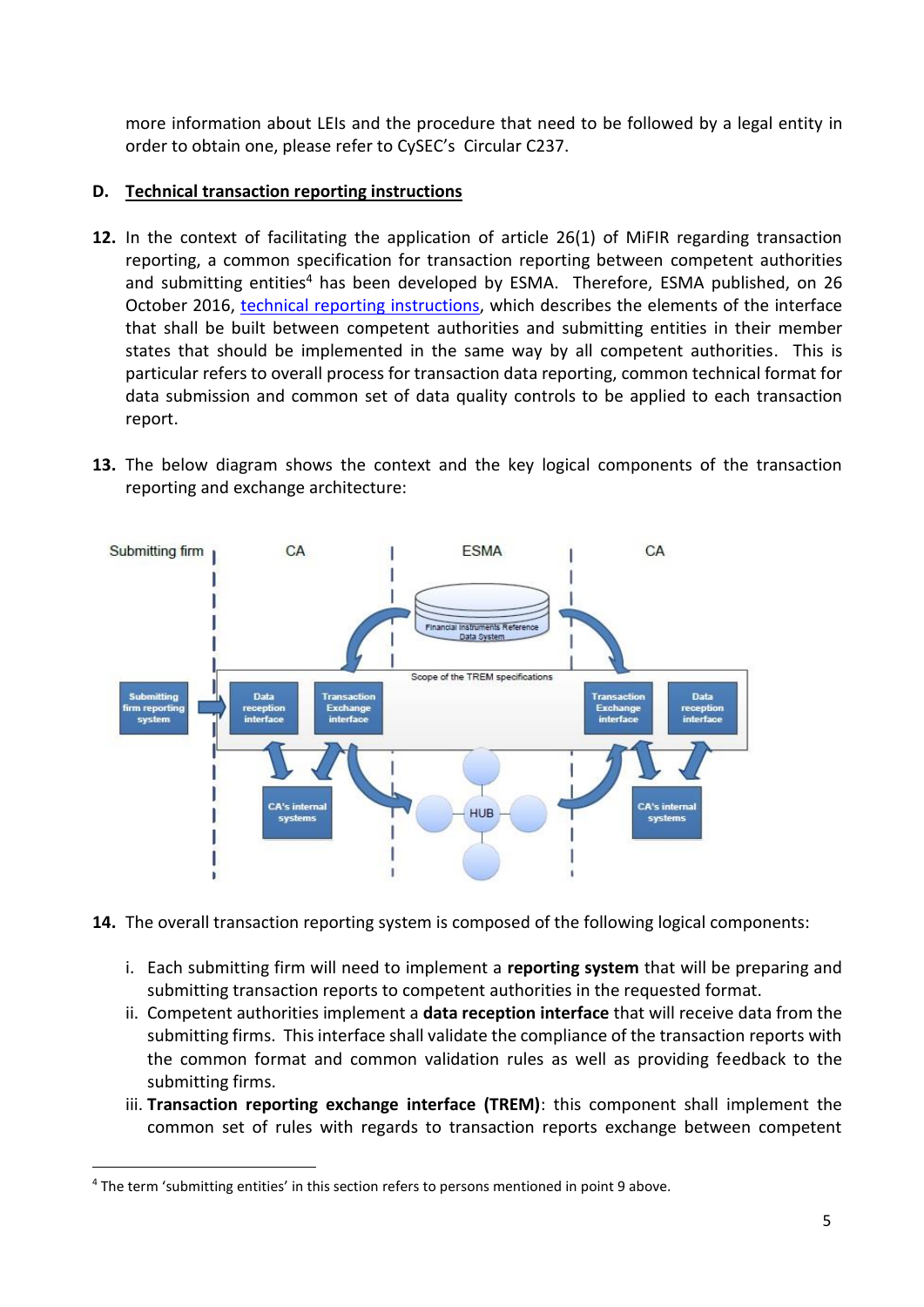more information about LEIs and the procedure that need to be followed by a legal entity in order to obtain one, please refer to CySEC's Circular C237.

## D. Technical transaction reporting instructions

**12.** In the context of facilitating the application of article 26(1) of MiFIR regarding transaction reporting, a common specification for transaction reporting between competent authorities and submitting entities[4] has been developed by ESMA. Therefore, ESMA published, on 26 October 2016, technical reporting instructions, which describes the elements of the interface that shall be built between competent authorities and submitting entities in their member states that should be implemented in the same way by all competent authorities. This is particular refers to overall process for transaction data reporting, common technical format for data submission and common set of data quality controls to be applied to each transaction report.

**13.** The below diagram shows the context and the key logical components of the transaction reporting and exchange architecture:

**14.** The overall transaction reporting system is composed of the following logical components:

i. Each submitting firm will need to implement a **reporting system** that will be preparing and submitting transaction reports to competent authorities in the requested format.

ii. Competent authorities implement a **data reception interface** that will receive data from the submitting firms. This interface shall validate the compliance of the transaction reports with the common format and common validation rules as well as providing feedback to the submitting firms.

iii. **Transaction reporting exchange interface (TREM)**: this component shall implement the common set of rules with regards to transaction reports exchange between competent

---

[4] The term 'submitting entities' in this section refers to persons mentioned in point 9 above.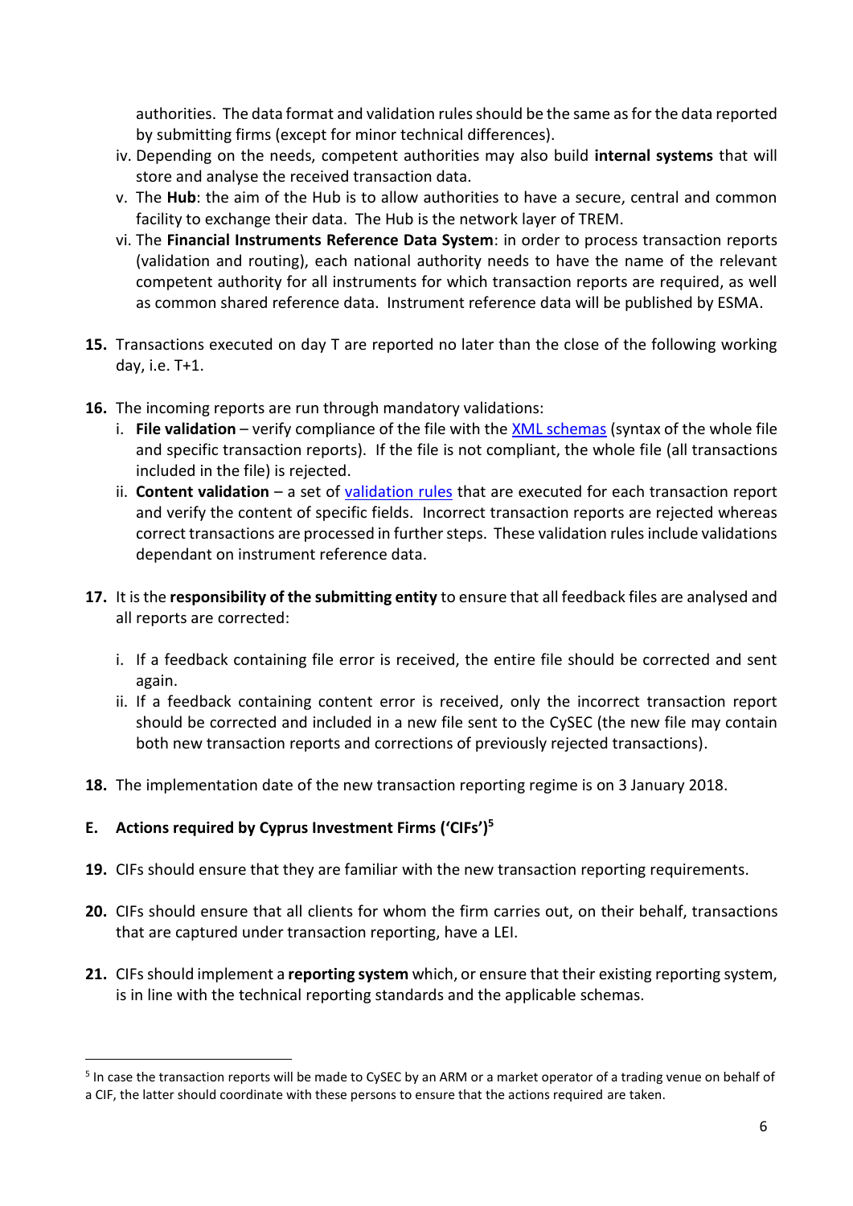authorities. The data format and validation rules should be the same as for the data reported by submitting firms (except for minor technical differences).

iv. Depending on the needs, competent authorities may also build **internal systems** that will store and analyse the received transaction data.

v. The **Hub**: the aim of the Hub is to allow authorities to have a secure, central and common facility to exchange their data. The Hub is the network layer of TREM.

vi. The **Financial Instruments Reference Data System**: in order to process transaction reports (validation and routing), each national authority needs to have the name of the relevant competent authority for all instruments for which transaction reports are required, as well as common shared reference data. Instrument reference data will be published by ESMA.

**15.** Transactions executed on day T are reported no later than the close of the following working day, i.e. T+1.

**16.** The incoming reports are run through mandatory validations:

i. **File validation** – verify compliance of the file with the XML schemas (syntax of the whole file and specific transaction reports). If the file is not compliant, the whole file (all transactions included in the file) is rejected.

ii. **Content validation** – a set of validation rules that are executed for each transaction report and verify the content of specific fields. Incorrect transaction reports are rejected whereas correct transactions are processed in further steps. These validation rules include validations dependant on instrument reference data.

**17.** It is the **responsibility of the submitting entity** to ensure that all feedback files are analysed and all reports are corrected:

i. If a feedback containing file error is received, the entire file should be corrected and sent again.

ii. If a feedback containing content error is received, only the incorrect transaction report should be corrected and included in a new file sent to the CySEC (the new file may contain both new transaction reports and corrections of previously rejected transactions).

**18.** The implementation date of the new transaction reporting regime is on 3 January 2018.

## E. Actions required by Cyprus Investment Firms ('CIFs')[5]

**19.** CIFs should ensure that they are familiar with the new transaction reporting requirements.

**20.** CIFs should ensure that all clients for whom the firm carries out, on their behalf, transactions that are captured under transaction reporting, have a LEI.

**21.** CIFs should implement a **reporting system** which, or ensure that their existing reporting system, is in line with the technical reporting standards and the applicable schemas.

---

[5] In case the transaction reports will be made to CySEC by an ARM or a market operator of a trading venue on behalf of a CIF, the latter should coordinate with these persons to ensure that the actions required are taken.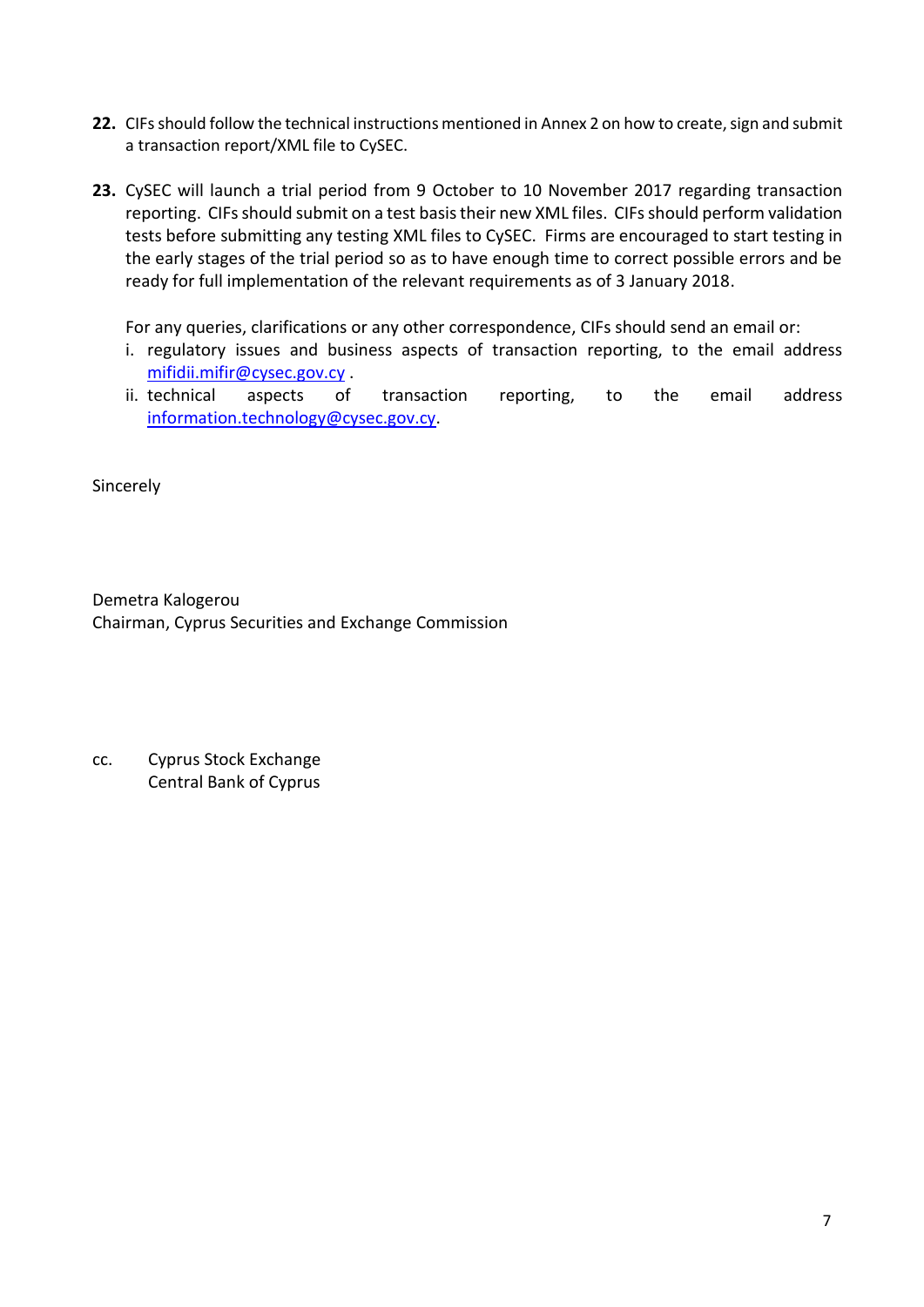**22.** CIFs should follow the technical instructions mentioned in Annex 2 on how to create, sign and submit a transaction report/XML file to CySEC.

**23.** CySEC will launch a trial period from 9 October to 10 November 2017 regarding transaction reporting. CIFs should submit on a test basis their new XML files. CIFs should perform validation tests before submitting any testing XML files to CySEC. Firms are encouraged to start testing in the early stages of the trial period so as to have enough time to correct possible errors and be ready for full implementation of the relevant requirements as of 3 January 2018.

For any queries, clarifications or any other correspondence, CIFs should send an email or:

i. regulatory issues and business aspects of transaction reporting, to the email address mifidii.mifir@cysec.gov.cy .

ii. technical aspects of transaction reporting, to the email address information.technology@cysec.gov.cy.

Sincerely

Demetra Kalogerou
Chairman, Cyprus Securities and Exchange Commission

cc. Cyprus Stock Exchange
Central Bank of Cyprus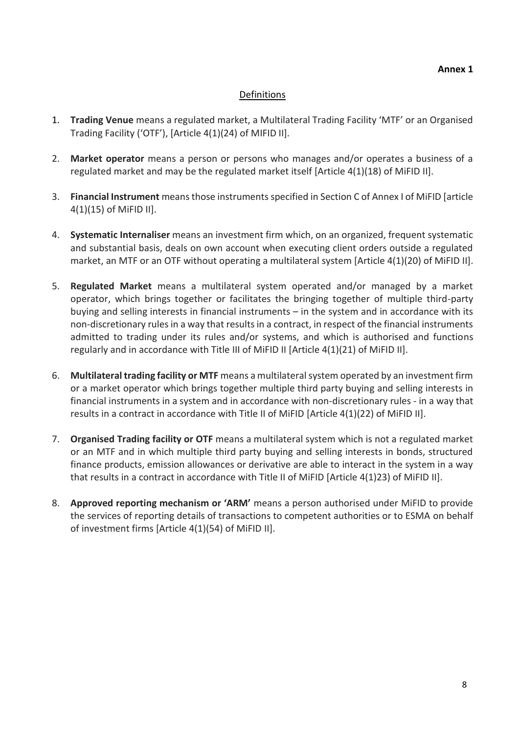**Annex 1**

## Definitions

1. **Trading Venue** means a regulated market, a Multilateral Trading Facility 'MTF' or an Organised Trading Facility ('OTF'), [Article 4(1)(24) of MIFID II].

2. **Market operator** means a person or persons who manages and/or operates a business of a regulated market and may be the regulated market itself [Article 4(1)(18) of MiFID II].

3. **Financial Instrument** means those instruments specified in Section C of Annex I of MiFID [article 4(1)(15) of MiFID II].

4. **Systematic Internaliser** means an investment firm which, on an organized, frequent systematic and substantial basis, deals on own account when executing client orders outside a regulated market, an MTF or an OTF without operating a multilateral system [Article 4(1)(20) of MiFID II].

5. **Regulated Market** means a multilateral system operated and/or managed by a market operator, which brings together or facilitates the bringing together of multiple third-party buying and selling interests in financial instruments – in the system and in accordance with its non-discretionary rules in a way that results in a contract, in respect of the financial instruments admitted to trading under its rules and/or systems, and which is authorised and functions regularly and in accordance with Title III of MiFID II [Article 4(1)(21) of MiFID II].

6. **Multilateral trading facility or MTF** means a multilateral system operated by an investment firm or a market operator which brings together multiple third party buying and selling interests in financial instruments in a system and in accordance with non-discretionary rules - in a way that results in a contract in accordance with Title II of MiFID [Article 4(1)(22) of MiFID II].

7. **Organised Trading facility or OTF** means a multilateral system which is not a regulated market or an MTF and in which multiple third party buying and selling interests in bonds, structured finance products, emission allowances or derivative are able to interact in the system in a way that results in a contract in accordance with Title II of MiFID [Article 4(1)23) of MiFID II].

8. **Approved reporting mechanism or 'ARM'** means a person authorised under MiFID to provide the services of reporting details of transactions to competent authorities or to ESMA on behalf of investment firms [Article 4(1)(54) of MiFID II].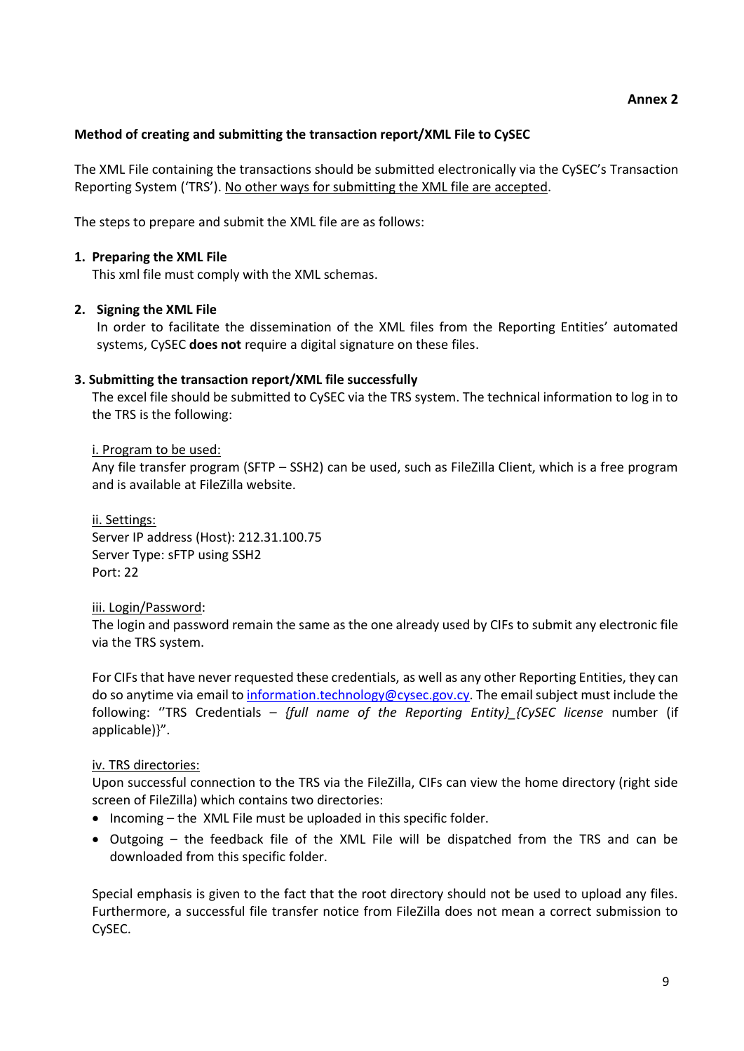**Annex 2**

**Method of creating and submitting the transaction report/XML File to CySEC**

The XML File containing the transactions should be submitted electronically via the CySEC's Transaction Reporting System ('TRS'). No other ways for submitting the XML file are accepted.

The steps to prepare and submit the XML file are as follows:

**1. Preparing the XML File**

This xml file must comply with the XML schemas.

**2. Signing the XML File**

In order to facilitate the dissemination of the XML files from the Reporting Entities' automated systems, CySEC **does not** require a digital signature on these files.

**3. Submitting the transaction report/XML file successfully**

The excel file should be submitted to CySEC via the TRS system. The technical information to log in to the TRS is the following:

i. Program to be used:

Any file transfer program (SFTP – SSH2) can be used, such as FileZilla Client, which is a free program and is available at FileZilla website.

ii. Settings:

Server IP address (Host): 212.31.100.75
Server Type: sFTP using SSH2
Port: 22

iii. Login/Password:

The login and password remain the same as the one already used by CIFs to submit any electronic file via the TRS system.

For CIFs that have never requested these credentials, as well as any other Reporting Entities, they can do so anytime via email to information.technology@cysec.gov.cy. The email subject must include the following: ''TRS Credentials – *{full name of the Reporting Entity}_{CySEC license* number (if applicable)}".

iv. TRS directories:

Upon successful connection to the TRS via the FileZilla, CIFs can view the home directory (right side screen of FileZilla) which contains two directories:

- Incoming – the XML File must be uploaded in this specific folder.
- Outgoing – the feedback file of the XML File will be dispatched from the TRS and can be downloaded from this specific folder.

Special emphasis is given to the fact that the root directory should not be used to upload any files. Furthermore, a successful file transfer notice from FileZilla does not mean a correct submission to CySEC.